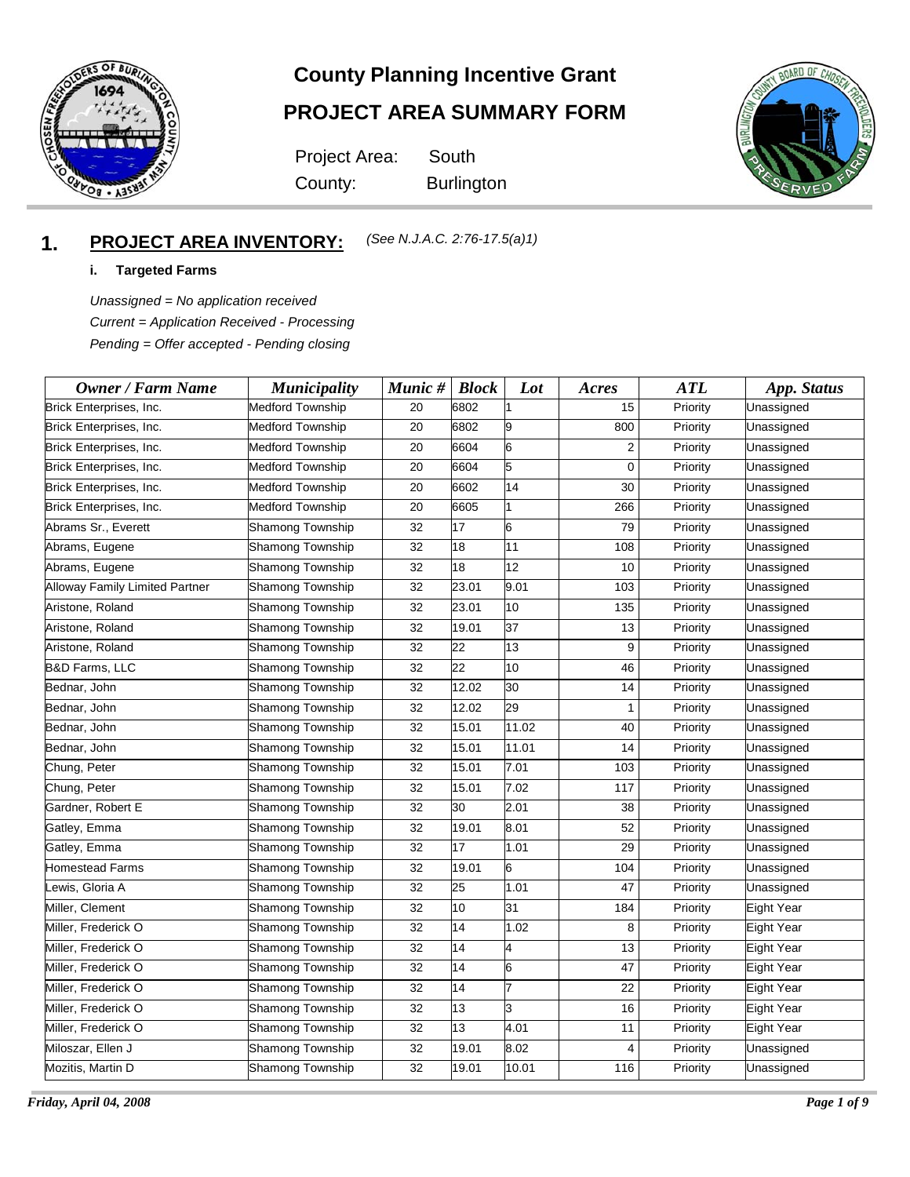# County Planning Incentive Grant

## PROJECT AREA SUMMARY FORM

Project Area: South
County: Burlington

## 1. PROJECT AREA INVENTORY: *(See N.J.A.C. 2:76-17.5(a)1)*

### i. Targeted Farms

*Unassigned = No application received*
*Current = Application Received - Processing*
*Pending = Offer accepted - Pending closing*

| Owner / Farm Name | Municipality | Munic # | Block | Lot | Acres | ATL | App. Status |
|---|---|---|---|---|---|---|---|
| Brick Enterprises, Inc. | Medford Township | 20 | 6802 | 1 | 15 | Priority | Unassigned |
| Brick Enterprises, Inc. | Medford Township | 20 | 6802 | 9 | 800 | Priority | Unassigned |
| Brick Enterprises, Inc. | Medford Township | 20 | 6604 | 6 | 2 | Priority | Unassigned |
| Brick Enterprises, Inc. | Medford Township | 20 | 6604 | 5 | 0 | Priority | Unassigned |
| Brick Enterprises, Inc. | Medford Township | 20 | 6602 | 14 | 30 | Priority | Unassigned |
| Brick Enterprises, Inc. | Medford Township | 20 | 6605 | 1 | 266 | Priority | Unassigned |
| Abrams Sr., Everett | Shamong Township | 32 | 17 | 6 | 79 | Priority | Unassigned |
| Abrams, Eugene | Shamong Township | 32 | 18 | 11 | 108 | Priority | Unassigned |
| Abrams, Eugene | Shamong Township | 32 | 18 | 12 | 10 | Priority | Unassigned |
| Alloway Family Limited Partner | Shamong Township | 32 | 23.01 | 9.01 | 103 | Priority | Unassigned |
| Aristone, Roland | Shamong Township | 32 | 23.01 | 10 | 135 | Priority | Unassigned |
| Aristone, Roland | Shamong Township | 32 | 19.01 | 37 | 13 | Priority | Unassigned |
| Aristone, Roland | Shamong Township | 32 | 22 | 13 | 9 | Priority | Unassigned |
| B&D Farms, LLC | Shamong Township | 32 | 22 | 10 | 46 | Priority | Unassigned |
| Bednar, John | Shamong Township | 32 | 12.02 | 30 | 14 | Priority | Unassigned |
| Bednar, John | Shamong Township | 32 | 12.02 | 29 | 1 | Priority | Unassigned |
| Bednar, John | Shamong Township | 32 | 15.01 | 11.02 | 40 | Priority | Unassigned |
| Bednar, John | Shamong Township | 32 | 15.01 | 11.01 | 14 | Priority | Unassigned |
| Chung, Peter | Shamong Township | 32 | 15.01 | 7.01 | 103 | Priority | Unassigned |
| Chung, Peter | Shamong Township | 32 | 15.01 | 7.02 | 117 | Priority | Unassigned |
| Gardner, Robert E | Shamong Township | 32 | 30 | 2.01 | 38 | Priority | Unassigned |
| Gatley, Emma | Shamong Township | 32 | 19.01 | 8.01 | 52 | Priority | Unassigned |
| Gatley, Emma | Shamong Township | 32 | 17 | 1.01 | 29 | Priority | Unassigned |
| Homestead Farms | Shamong Township | 32 | 19.01 | 6 | 104 | Priority | Unassigned |
| Lewis, Gloria A | Shamong Township | 32 | 25 | 1.01 | 47 | Priority | Unassigned |
| Miller, Clement | Shamong Township | 32 | 10 | 31 | 184 | Priority | Eight Year |
| Miller, Frederick O | Shamong Township | 32 | 14 | 1.02 | 8 | Priority | Eight Year |
| Miller, Frederick O | Shamong Township | 32 | 14 | 4 | 13 | Priority | Eight Year |
| Miller, Frederick O | Shamong Township | 32 | 14 | 6 | 47 | Priority | Eight Year |
| Miller, Frederick O | Shamong Township | 32 | 14 | 7 | 22 | Priority | Eight Year |
| Miller, Frederick O | Shamong Township | 32 | 13 | 3 | 16 | Priority | Eight Year |
| Miller, Frederick O | Shamong Township | 32 | 13 | 4.01 | 11 | Priority | Eight Year |
| Miloszar, Ellen J | Shamong Township | 32 | 19.01 | 8.02 | 4 | Priority | Unassigned |
| Mozitis, Martin D | Shamong Township | 32 | 19.01 | 10.01 | 116 | Priority | Unassigned |

*Friday, April 04, 2008*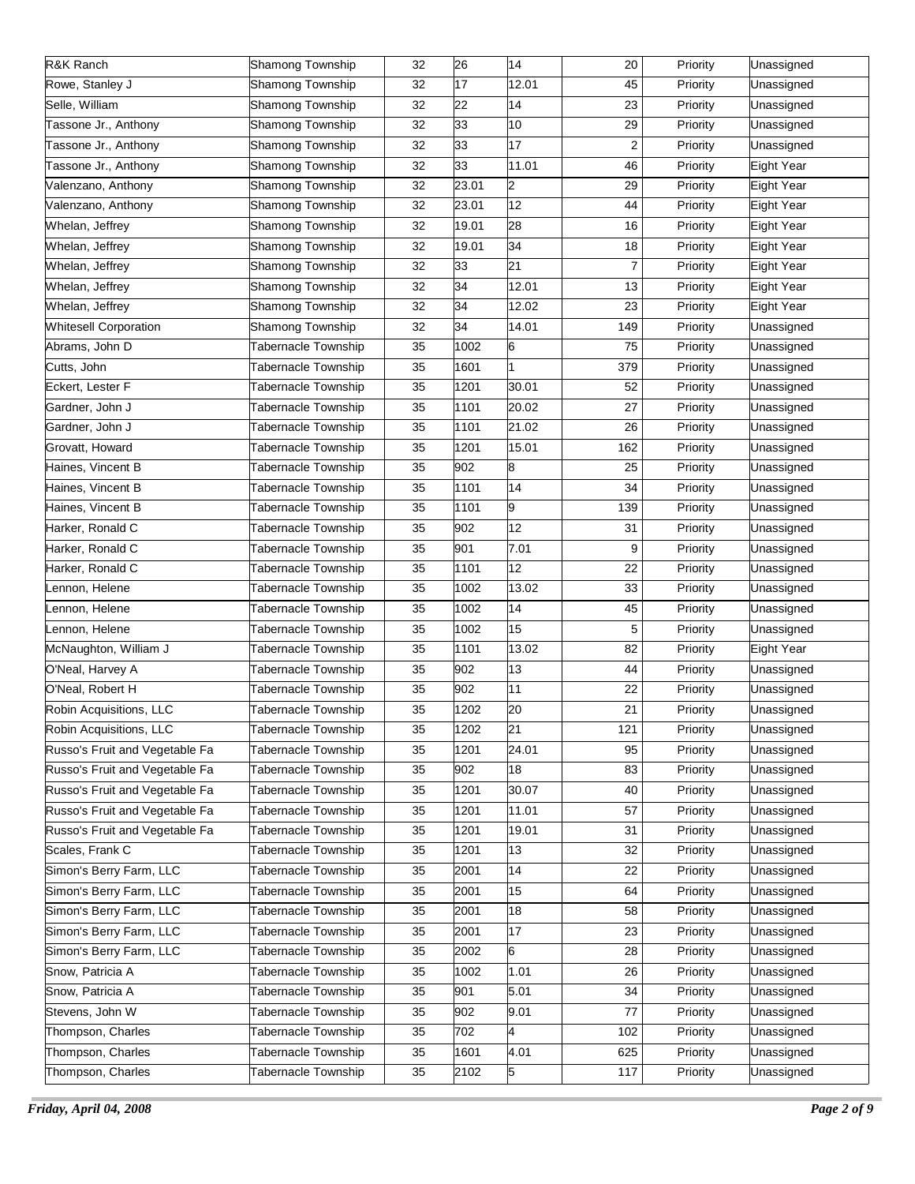| | | | | | | | |
|---|---|---|---|---|---|---|---|
| R&K Ranch | Shamong Township | 32 | 26 | 14 | 20 | Priority | Unassigned |
| Rowe, Stanley J | Shamong Township | 32 | 17 | 12.01 | 45 | Priority | Unassigned |
| Selle, William | Shamong Township | 32 | 22 | 14 | 23 | Priority | Unassigned |
| Tassone Jr., Anthony | Shamong Township | 32 | 33 | 10 | 29 | Priority | Unassigned |
| Tassone Jr., Anthony | Shamong Township | 32 | 33 | 17 | 2 | Priority | Unassigned |
| Tassone Jr., Anthony | Shamong Township | 32 | 33 | 11.01 | 46 | Priority | Eight Year |
| Valenzano, Anthony | Shamong Township | 32 | 23.01 | 2 | 29 | Priority | Eight Year |
| Valenzano, Anthony | Shamong Township | 32 | 23.01 | 12 | 44 | Priority | Eight Year |
| Whelan, Jeffrey | Shamong Township | 32 | 19.01 | 28 | 16 | Priority | Eight Year |
| Whelan, Jeffrey | Shamong Township | 32 | 19.01 | 34 | 18 | Priority | Eight Year |
| Whelan, Jeffrey | Shamong Township | 32 | 33 | 21 | 7 | Priority | Eight Year |
| Whelan, Jeffrey | Shamong Township | 32 | 34 | 12.01 | 13 | Priority | Eight Year |
| Whelan, Jeffrey | Shamong Township | 32 | 34 | 12.02 | 23 | Priority | Eight Year |
| Whitesell Corporation | Shamong Township | 32 | 34 | 14.01 | 149 | Priority | Unassigned |
| Abrams, John D | Tabernacle Township | 35 | 1002 | 6 | 75 | Priority | Unassigned |
| Cutts, John | Tabernacle Township | 35 | 1601 | 1 | 379 | Priority | Unassigned |
| Eckert, Lester F | Tabernacle Township | 35 | 1201 | 30.01 | 52 | Priority | Unassigned |
| Gardner, John J | Tabernacle Township | 35 | 1101 | 20.02 | 27 | Priority | Unassigned |
| Gardner, John J | Tabernacle Township | 35 | 1101 | 21.02 | 26 | Priority | Unassigned |
| Grovatt, Howard | Tabernacle Township | 35 | 1201 | 15.01 | 162 | Priority | Unassigned |
| Haines, Vincent B | Tabernacle Township | 35 | 902 | 8 | 25 | Priority | Unassigned |
| Haines, Vincent B | Tabernacle Township | 35 | 1101 | 14 | 34 | Priority | Unassigned |
| Haines, Vincent B | Tabernacle Township | 35 | 1101 | 9 | 139 | Priority | Unassigned |
| Harker, Ronald C | Tabernacle Township | 35 | 902 | 12 | 31 | Priority | Unassigned |
| Harker, Ronald C | Tabernacle Township | 35 | 901 | 7.01 | 9 | Priority | Unassigned |
| Harker, Ronald C | Tabernacle Township | 35 | 1101 | 12 | 22 | Priority | Unassigned |
| Lennon, Helene | Tabernacle Township | 35 | 1002 | 13.02 | 33 | Priority | Unassigned |
| Lennon, Helene | Tabernacle Township | 35 | 1002 | 14 | 45 | Priority | Unassigned |
| Lennon, Helene | Tabernacle Township | 35 | 1002 | 15 | 5 | Priority | Unassigned |
| McNaughton, William J | Tabernacle Township | 35 | 1101 | 13.02 | 82 | Priority | Eight Year |
| O'Neal, Harvey A | Tabernacle Township | 35 | 902 | 13 | 44 | Priority | Unassigned |
| O'Neal, Robert H | Tabernacle Township | 35 | 902 | 11 | 22 | Priority | Unassigned |
| Robin Acquisitions, LLC | Tabernacle Township | 35 | 1202 | 20 | 21 | Priority | Unassigned |
| Robin Acquisitions, LLC | Tabernacle Township | 35 | 1202 | 21 | 121 | Priority | Unassigned |
| Russo's Fruit and Vegetable Fa | Tabernacle Township | 35 | 1201 | 24.01 | 95 | Priority | Unassigned |
| Russo's Fruit and Vegetable Fa | Tabernacle Township | 35 | 902 | 18 | 83 | Priority | Unassigned |
| Russo's Fruit and Vegetable Fa | Tabernacle Township | 35 | 1201 | 30.07 | 40 | Priority | Unassigned |
| Russo's Fruit and Vegetable Fa | Tabernacle Township | 35 | 1201 | 11.01 | 57 | Priority | Unassigned |
| Russo's Fruit and Vegetable Fa | Tabernacle Township | 35 | 1201 | 19.01 | 31 | Priority | Unassigned |
| Scales, Frank C | Tabernacle Township | 35 | 1201 | 13 | 32 | Priority | Unassigned |
| Simon's Berry Farm, LLC | Tabernacle Township | 35 | 2001 | 14 | 22 | Priority | Unassigned |
| Simon's Berry Farm, LLC | Tabernacle Township | 35 | 2001 | 15 | 64 | Priority | Unassigned |
| Simon's Berry Farm, LLC | Tabernacle Township | 35 | 2001 | 18 | 58 | Priority | Unassigned |
| Simon's Berry Farm, LLC | Tabernacle Township | 35 | 2001 | 17 | 23 | Priority | Unassigned |
| Simon's Berry Farm, LLC | Tabernacle Township | 35 | 2002 | 6 | 28 | Priority | Unassigned |
| Snow, Patricia A | Tabernacle Township | 35 | 1002 | 1.01 | 26 | Priority | Unassigned |
| Snow, Patricia A | Tabernacle Township | 35 | 901 | 5.01 | 34 | Priority | Unassigned |
| Stevens, John W | Tabernacle Township | 35 | 902 | 9.01 | 77 | Priority | Unassigned |
| Thompson, Charles | Tabernacle Township | 35 | 702 | 4 | 102 | Priority | Unassigned |
| Thompson, Charles | Tabernacle Township | 35 | 1601 | 4.01 | 625 | Priority | Unassigned |
| Thompson, Charles | Tabernacle Township | 35 | 2102 | 5 | 117 | Priority | Unassigned |

*Friday, April 04, 2008*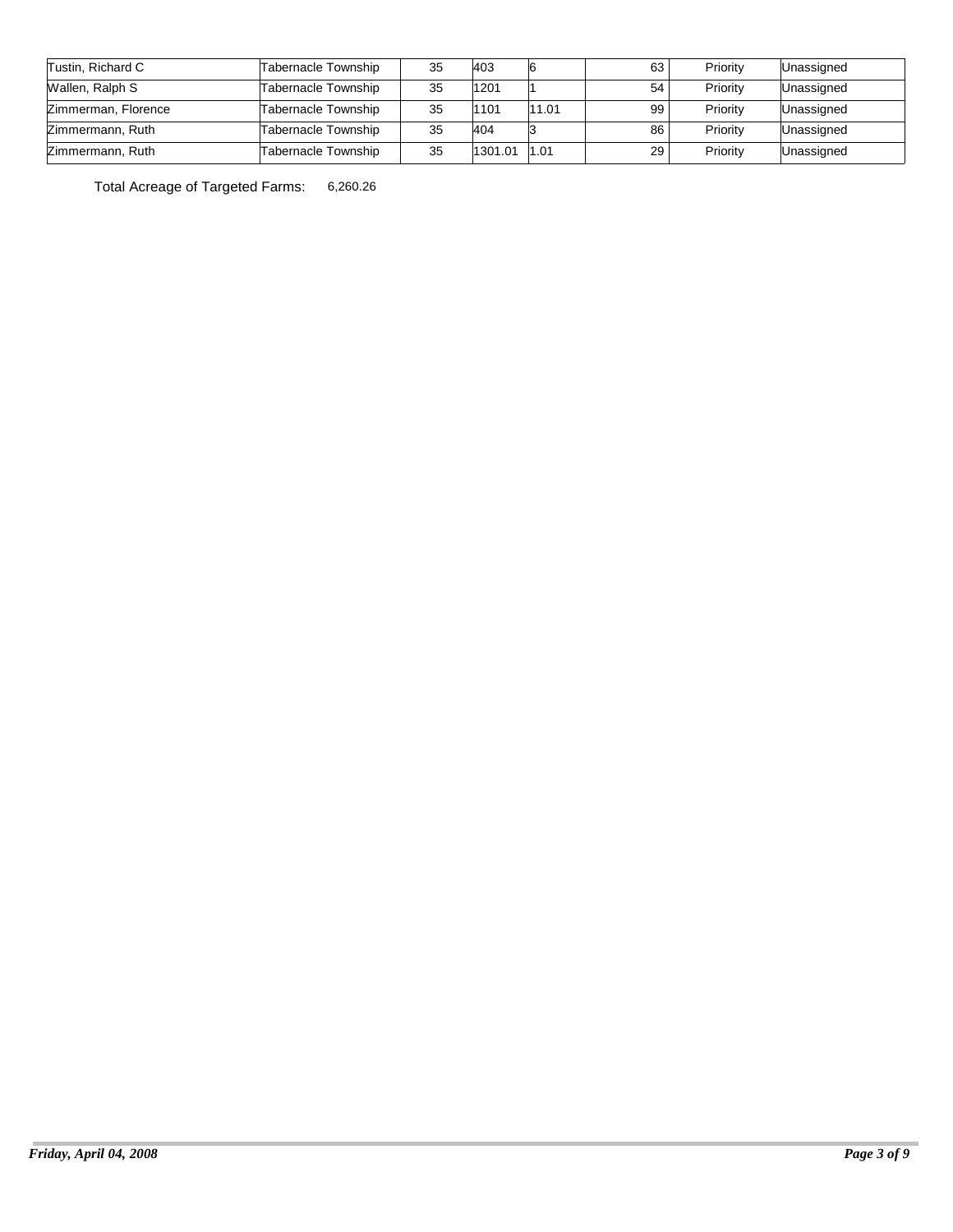| | | | | | | | |
|---|---|---|---|---|---|---|---|
| Tustin, Richard C | Tabernacle Township | 35 | 403 | 6 | 63 | Priority | Unassigned |
| Wallen, Ralph S | Tabernacle Township | 35 | 1201 | 1 | 54 | Priority | Unassigned |
| Zimmerman, Florence | Tabernacle Township | 35 | 1101 | 11.01 | 99 | Priority | Unassigned |
| Zimmermann, Ruth | Tabernacle Township | 35 | 404 | 3 | 86 | Priority | Unassigned |
| Zimmermann, Ruth | Tabernacle Township | 35 | 1301.01 | 1.01 | 29 | Priority | Unassigned |

Total Acreage of Targeted Farms: 6,260.26

*Friday, April 04, 2008*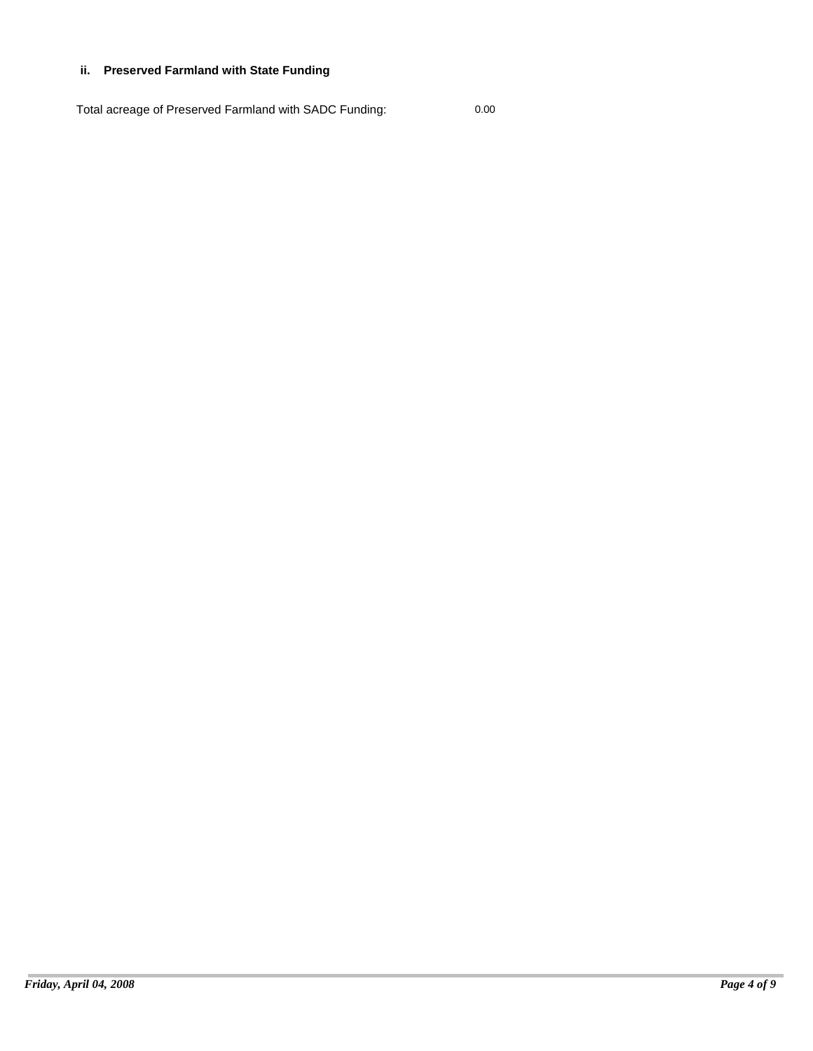### ii. Preserved Farmland with State Funding

Total acreage of Preserved Farmland with SADC Funding: 0.00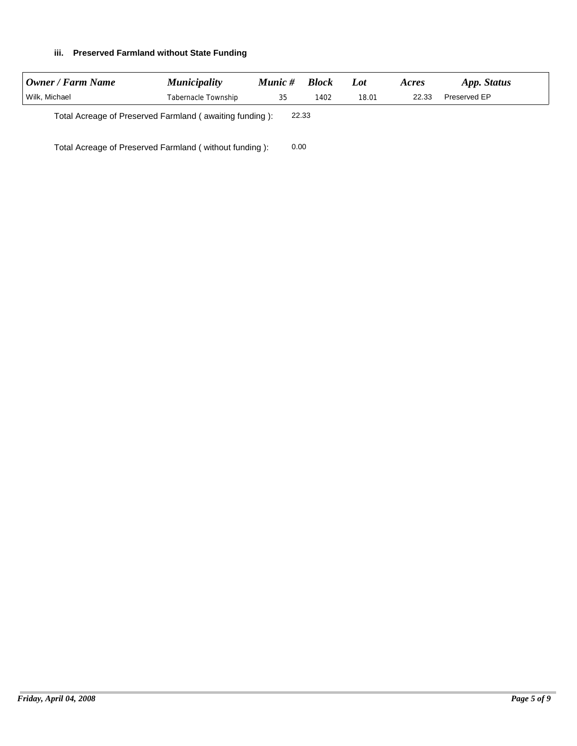### iii. Preserved Farmland without State Funding

| Owner / Farm Name | Municipality | Munic # | Block | Lot | Acres | App. Status |
|---|---|---|---|---|---|---|
| Wilk, Michael | Tabernacle Township | 35 | 1402 | 18.01 | 22.33 | Preserved EP |

Total Acreage of Preserved Farmland ( awaiting funding ): 22.33

Total Acreage of Preserved Farmland ( without funding ): 0.00

*Friday, April 04, 2008*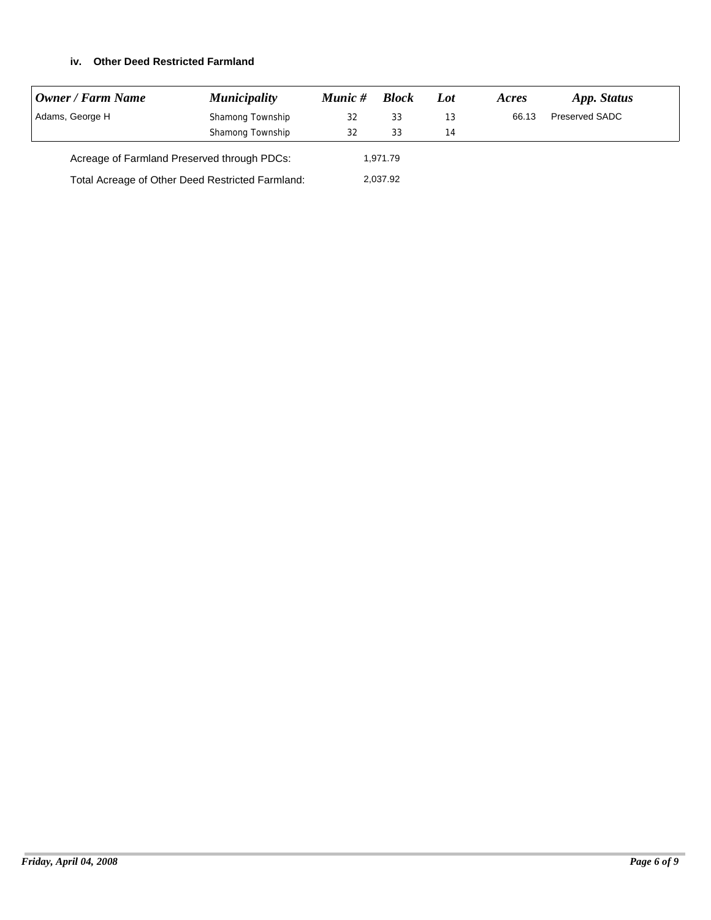### iv. Other Deed Restricted Farmland

| Owner / Farm Name | Municipality | Munic # | Block | Lot | Acres | App. Status |
|---|---|---|---|---|---|---|
| Adams, George H | Shamong Township | 32 | 33 | 13 | 66.13 | Preserved SADC |
| | Shamong Township | 32 | 33 | 14 | | |

Acreage of Farmland Preserved through PDCs: 1,971.79

Total Acreage of Other Deed Restricted Farmland: 2,037.92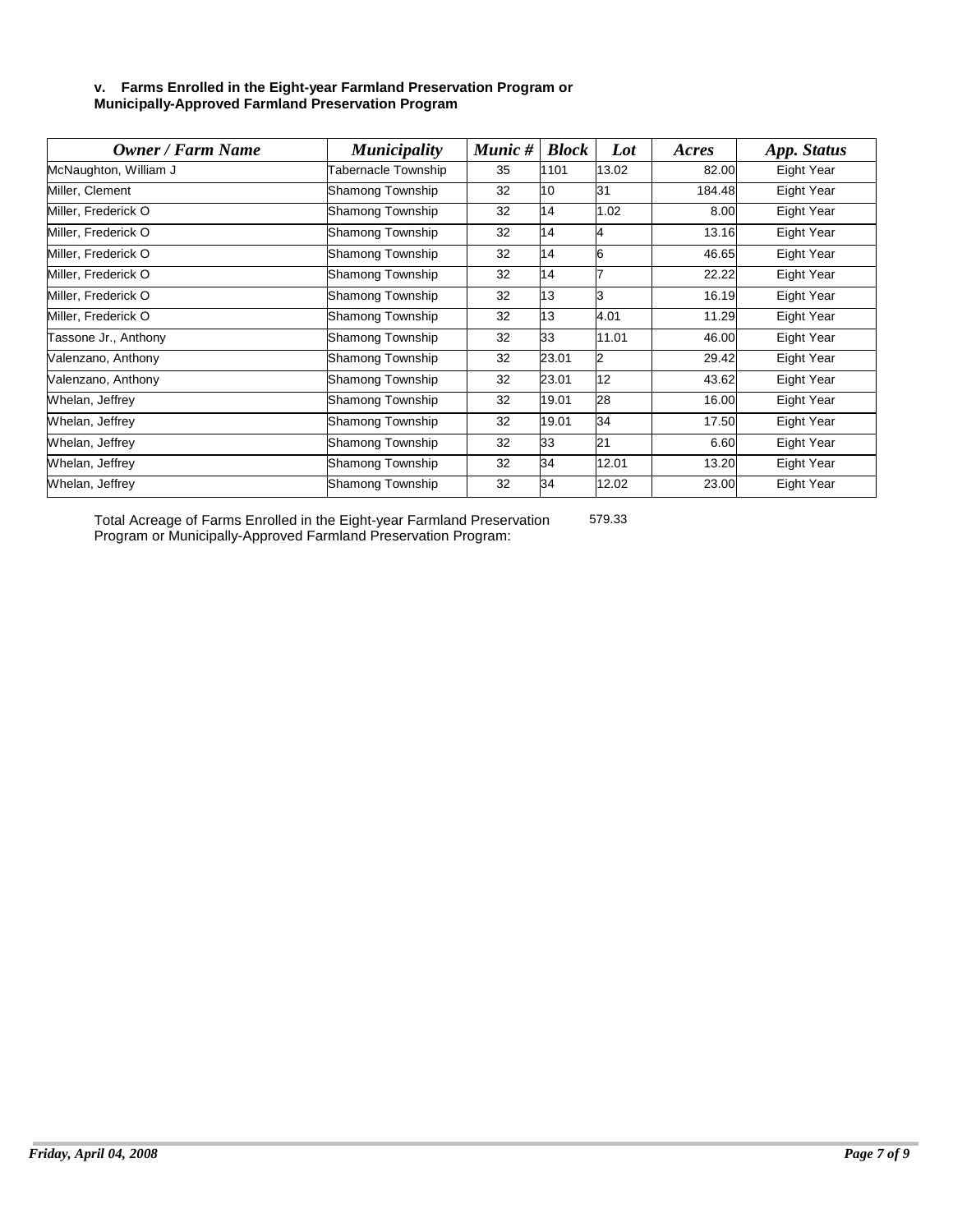**v. Farms Enrolled in the Eight-year Farmland Preservation Program or Municipally-Approved Farmland Preservation Program**

| *Owner / Farm Name* | *Municipality* | *Munic #* | *Block* | *Lot* | *Acres* | *App. Status* |
|---|---|---|---|---|---|---|
| McNaughton, William J | Tabernacle Township | 35 | 1101 | 13.02 | 82.00 | Eight Year |
| Miller, Clement | Shamong Township | 32 | 10 | 31 | 184.48 | Eight Year |
| Miller, Frederick O | Shamong Township | 32 | 14 | 1.02 | 8.00 | Eight Year |
| Miller, Frederick O | Shamong Township | 32 | 14 | 4 | 13.16 | Eight Year |
| Miller, Frederick O | Shamong Township | 32 | 14 | 6 | 46.65 | Eight Year |
| Miller, Frederick O | Shamong Township | 32 | 14 | 7 | 22.22 | Eight Year |
| Miller, Frederick O | Shamong Township | 32 | 13 | 3 | 16.19 | Eight Year |
| Miller, Frederick O | Shamong Township | 32 | 13 | 4.01 | 11.29 | Eight Year |
| Tassone Jr., Anthony | Shamong Township | 32 | 33 | 11.01 | 46.00 | Eight Year |
| Valenzano, Anthony | Shamong Township | 32 | 23.01 | 2 | 29.42 | Eight Year |
| Valenzano, Anthony | Shamong Township | 32 | 23.01 | 12 | 43.62 | Eight Year |
| Whelan, Jeffrey | Shamong Township | 32 | 19.01 | 28 | 16.00 | Eight Year |
| Whelan, Jeffrey | Shamong Township | 32 | 19.01 | 34 | 17.50 | Eight Year |
| Whelan, Jeffrey | Shamong Township | 32 | 33 | 21 | 6.60 | Eight Year |
| Whelan, Jeffrey | Shamong Township | 32 | 34 | 12.01 | 13.20 | Eight Year |
| Whelan, Jeffrey | Shamong Township | 32 | 34 | 12.02 | 23.00 | Eight Year |

Total Acreage of Farms Enrolled in the Eight-year Farmland Preservation Program or Municipally-Approved Farmland Preservation Program: 579.33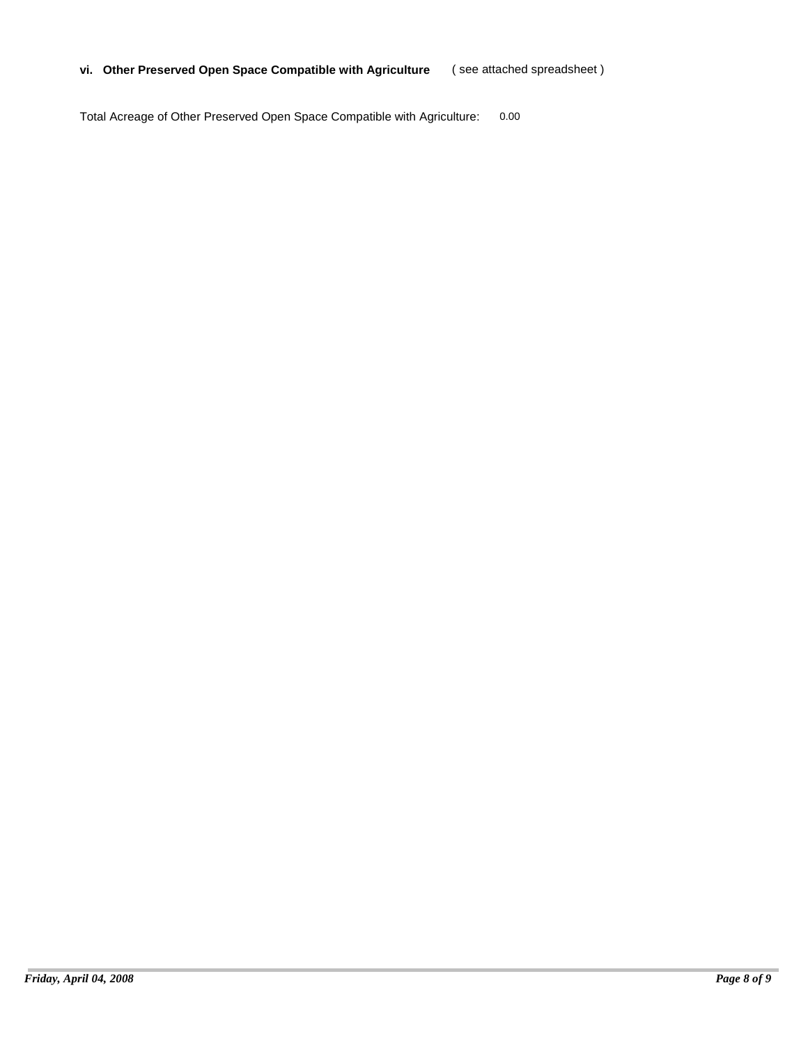**vi. Other Preserved Open Space Compatible with Agriculture** ( see attached spreadsheet )

Total Acreage of Other Preserved Open Space Compatible with Agriculture: 0.00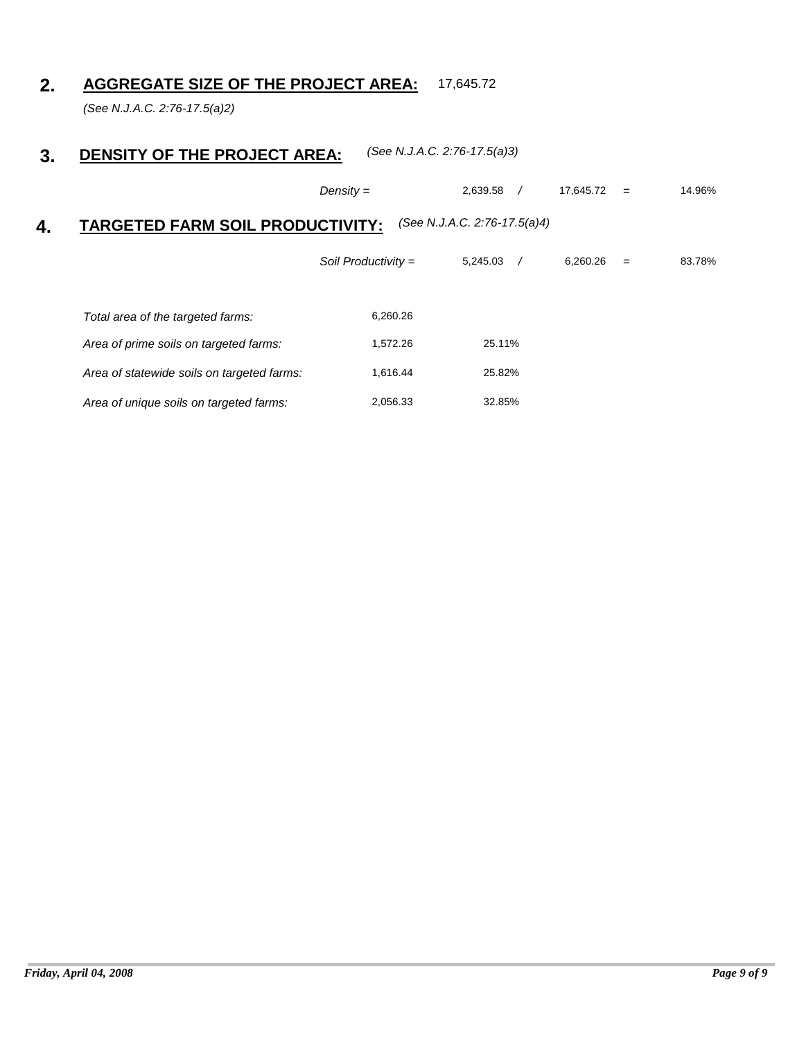## 2. AGGREGATE SIZE OF THE PROJECT AREA: 17,645.72

*(See N.J.A.C. 2:76-17.5(a)2)*

## 3. DENSITY OF THE PROJECT AREA: *(See N.J.A.C. 2:76-17.5(a)3)*

| | | | | | |
|---|---|---|---|---|---|
| *Density =* | 2,639.58 | / | 17,645.72 | = | 14.96% |

## 4. TARGETED FARM SOIL PRODUCTIVITY: *(See N.J.A.C. 2:76-17.5(a)4)*

| | | | | | |
|---|---|---|---|---|---|
| *Soil Productivity =* | 5,245.03 | / | 6,260.26 | = | 83.78% |

| | | |
|---|---|---|
| *Total area of the targeted farms:* | 6,260.26 | |
| *Area of prime soils on targeted farms:* | 1,572.26 | 25.11% |
| *Area of statewide soils on targeted farms:* | 1,616.44 | 25.82% |
| *Area of unique soils on targeted farms:* | 2,056.33 | 32.85% |